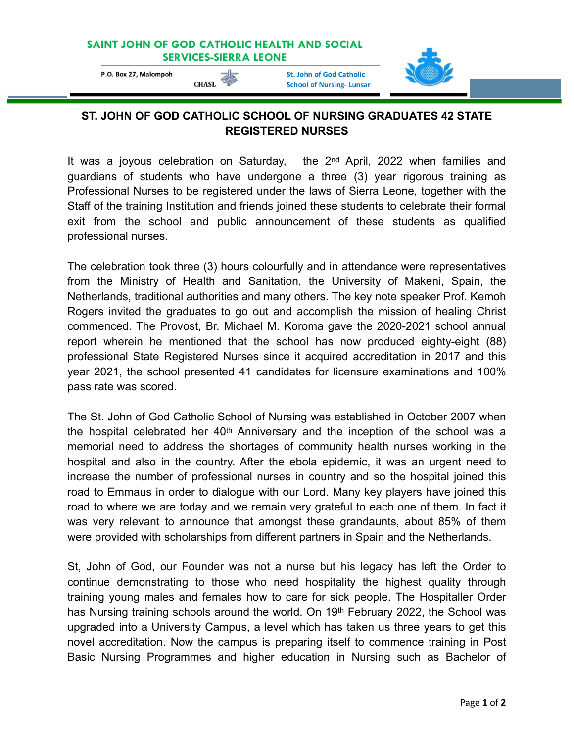SAINT JOHN OF GOD CATHOLIC HEALTH AND SOCIAL SERVICES-SIERRA LEONE

P.O. Box 27, Malompoh | CHASL | St. John of God Catholic School of Nursing- Lunsar

## ST. JOHN OF GOD CATHOLIC SCHOOL OF NURSING GRADUATES 42 STATE REGISTERED NURSES

It was a joyous celebration on Saturday, the 2nd April, 2022 when families and guardians of students who have undergone a three (3) year rigorous training as Professional Nurses to be registered under the laws of Sierra Leone, together with the Staff of the training Institution and friends joined these students to celebrate their formal exit from the school and public announcement of these students as qualified professional nurses.

The celebration took three (3) hours colourfully and in attendance were representatives from the Ministry of Health and Sanitation, the University of Makeni, Spain, the Netherlands, traditional authorities and many others. The key note speaker Prof. Kemoh Rogers invited the graduates to go out and accomplish the mission of healing Christ commenced. The Provost, Br. Michael M. Koroma gave the 2020-2021 school annual report wherein he mentioned that the school has now produced eighty-eight (88) professional State Registered Nurses since it acquired accreditation in 2017 and this year 2021, the school presented 41 candidates for licensure examinations and 100% pass rate was scored.

The St. John of God Catholic School of Nursing was established in October 2007 when the hospital celebrated her 40th Anniversary and the inception of the school was a memorial need to address the shortages of community health nurses working in the hospital and also in the country. After the ebola epidemic, it was an urgent need to increase the number of professional nurses in country and so the hospital joined this road to Emmaus in order to dialogue with our Lord. Many key players have joined this road to where we are today and we remain very grateful to each one of them. In fact it was very relevant to announce that amongst these grandaunts, about 85% of them were provided with scholarships from different partners in Spain and the Netherlands.

St, John of God, our Founder was not a nurse but his legacy has left the Order to continue demonstrating to those who need hospitality the highest quality through training young males and females how to care for sick people. The Hospitaller Order has Nursing training schools around the world. On 19th February 2022, the School was upgraded into a University Campus, a level which has taken us three years to get this novel accreditation. Now the campus is preparing itself to commence training in Post Basic Nursing Programmes and higher education in Nursing such as Bachelor of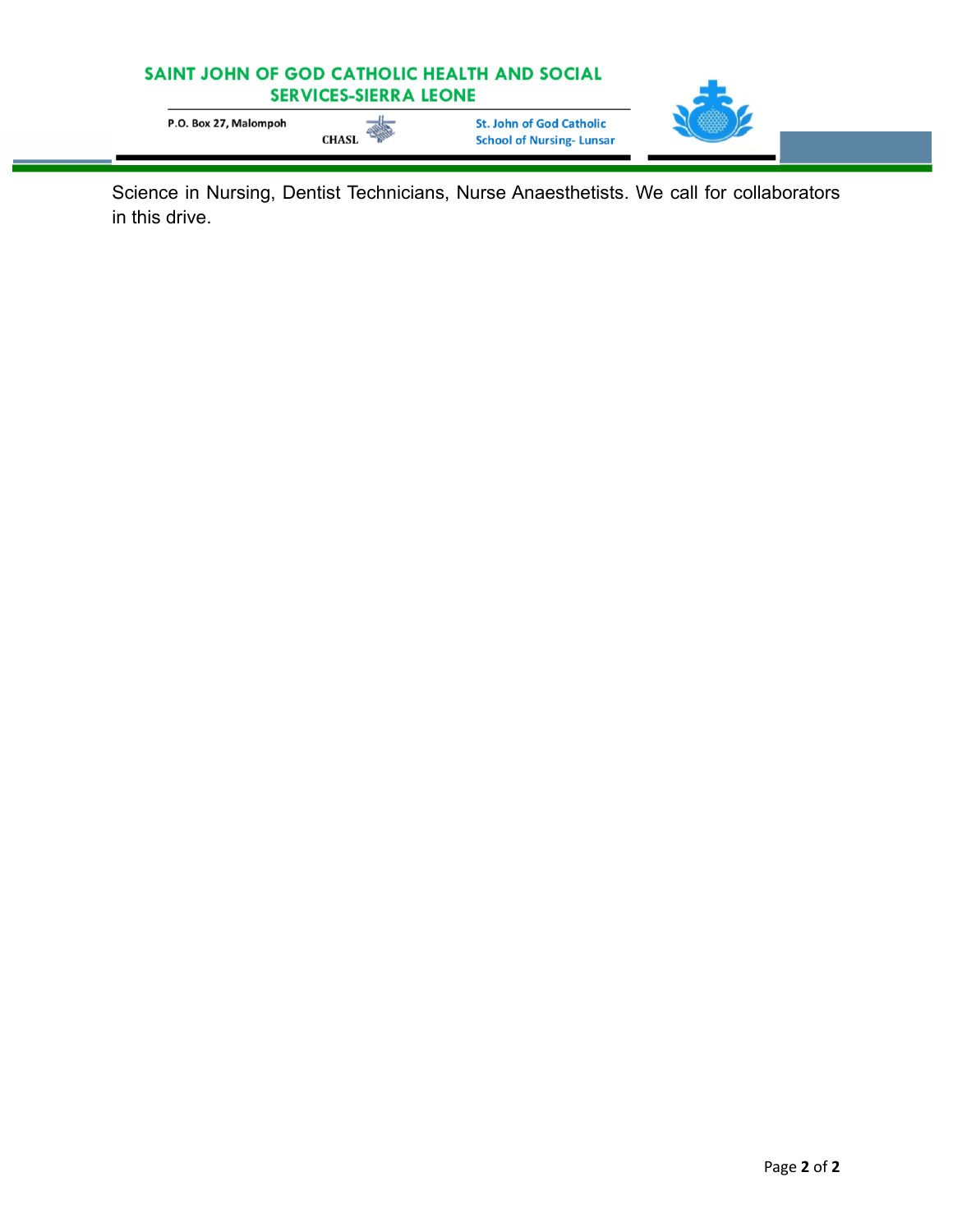Science in Nursing, Dentist Technicians, Nurse Anaesthetists. We call for collaborators in this drive.